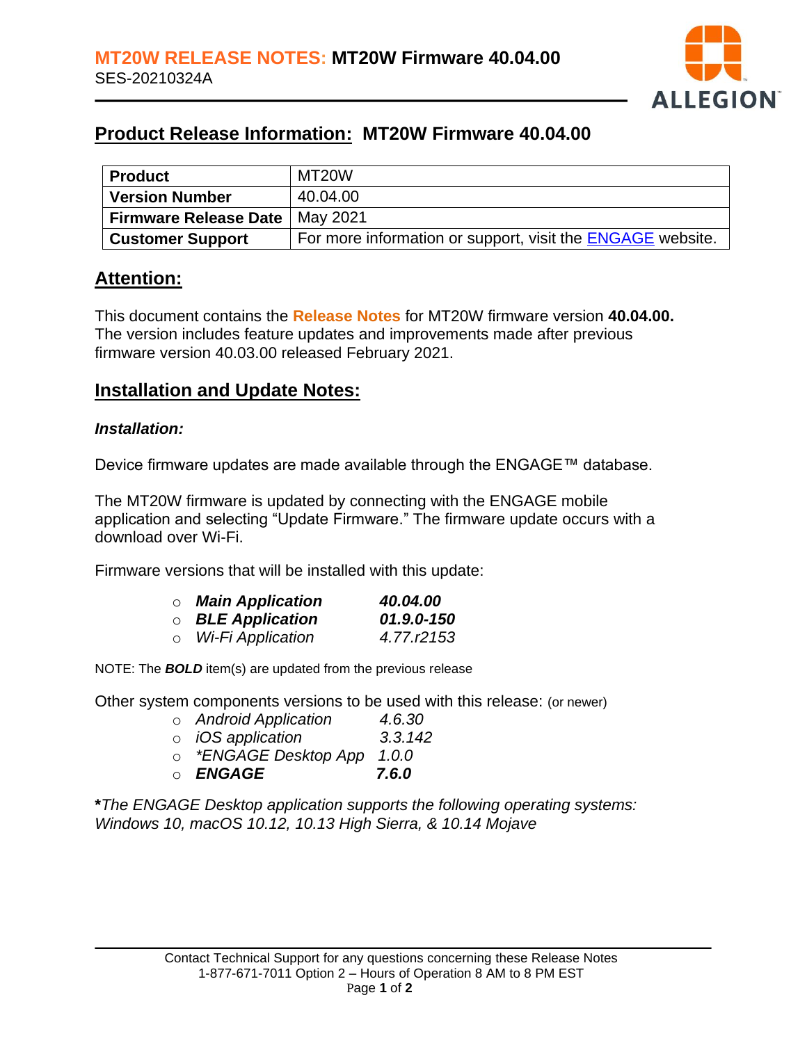# MT20W RELEASE NOTES: MT20W Firmware 40.04.00

SES-20210324A

## Product Release Information: MT20W Firmware 40.04.00

| **Product** | MT20W |
|---|---|
| **Version Number** | 40.04.00 |
| **Firmware Release Date** | May 2021 |
| **Customer Support** | For more information or support, visit the ENGAGE website. |

## Attention:

This document contains the **Release Notes** for MT20W firmware version **40.04.00.** The version includes feature updates and improvements made after previous firmware version 40.03.00 released February 2021.

## Installation and Update Notes:

***Installation:***

Device firmware updates are made available through the ENGAGE™ database.

The MT20W firmware is updated by connecting with the ENGAGE mobile application and selecting "Update Firmware." The firmware update occurs with a download over Wi-Fi.

Firmware versions that will be installed with this update:

- ***Main Application*** ***40.04.00***
- ***BLE Application*** ***01.9.0-150***
- *Wi-Fi Application* *4.77.r2153*

NOTE: The ***BOLD*** item(s) are updated from the previous release

Other system components versions to be used with this release: (or newer)

- *Android Application* *4.6.30*
- *iOS application* *3.3.142*
- *\*ENGAGE Desktop App* *1.0.0*
- ***ENGAGE*** ***7.6.0***

**\***_The ENGAGE Desktop application supports the following operating systems: Windows 10, macOS 10.12, 10.13 High Sierra, & 10.14 Mojave_

Contact Technical Support for any questions concerning these Release Notes
1-877-671-7011 Option 2 – Hours of Operation 8 AM to 8 PM EST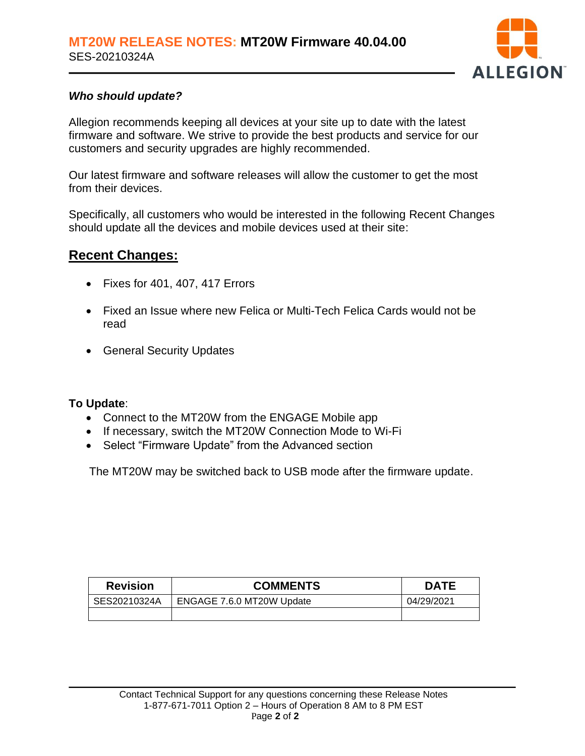# MT20W RELEASE NOTES: MT20W Firmware 40.04.00

SES-20210324A

***Who should update?***

Allegion recommends keeping all devices at your site up to date with the latest firmware and software. We strive to provide the best products and service for our customers and security upgrades are highly recommended.

Our latest firmware and software releases will allow the customer to get the most from their devices.

Specifically, all customers who would be interested in the following Recent Changes should update all the devices and mobile devices used at their site:

## Recent Changes:

- Fixes for 401, 407, 417 Errors
- Fixed an Issue where new Felica or Multi-Tech Felica Cards would not be read
- General Security Updates

**To Update**:

- Connect to the MT20W from the ENGAGE Mobile app
- If necessary, switch the MT20W Connection Mode to Wi-Fi
- Select "Firmware Update" from the Advanced section

The MT20W may be switched back to USB mode after the firmware update.

| Revision | COMMENTS | DATE |
|---|---|---|
| SES20210324A | ENGAGE 7.6.0 MT20W Update | 04/29/2021 |
| | | |

Contact Technical Support for any questions concerning these Release Notes
1-877-671-7011 Option 2 – Hours of Operation 8 AM to 8 PM EST